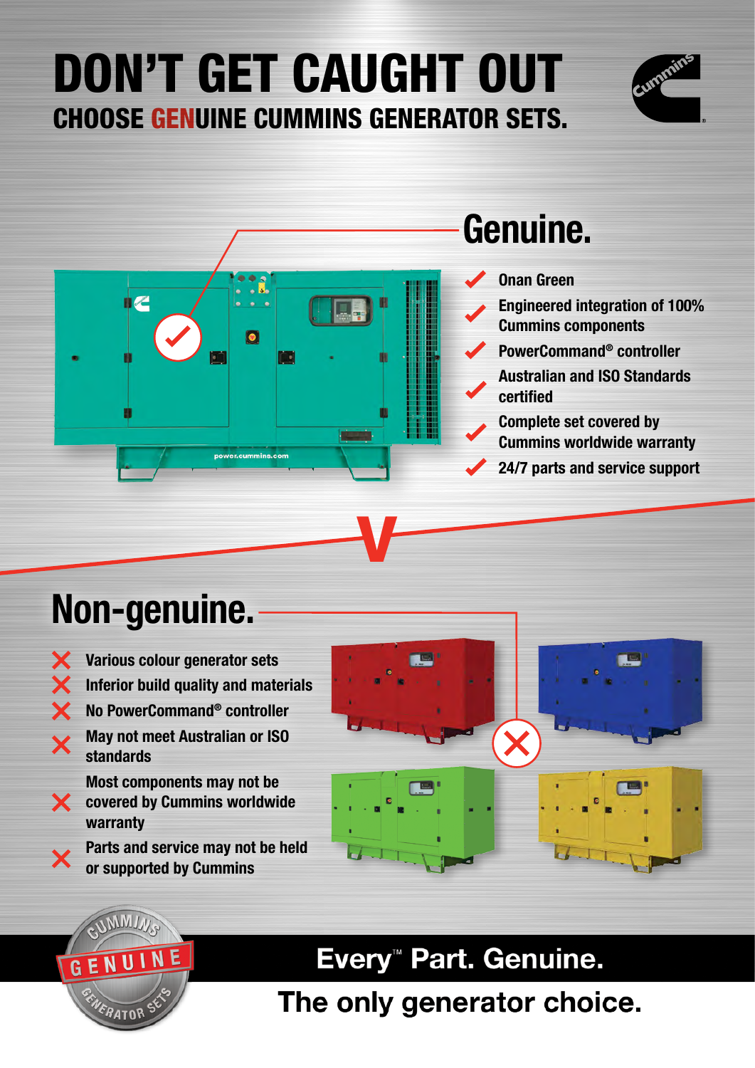# DON'T GET CAUGHT OUT

## CHOOSE GENUINE CUMMINS GENERATOR SETS.

## Genuine.

- ✔ Onan Green
- ✔ Engineered integration of 100% Cummins components
- ✔ PowerCommand® controller
- ✔ Australian and ISO Standards certified
- ✔ Complete set covered by Cummins worldwide warranty
- ✔ 24/7 parts and service support

V

## Non-genuine.

- ✘ Various colour generator sets
- ✘ Inferior build quality and materials
- ✘ No PowerCommand® controller
- ✘ May not meet Australian or ISO standards
- ✘ Most components may not be covered by Cummins worldwide warranty
- ✘ Parts and service may not be held or supported by Cummins

CUMMINS GENUINE GENERATOR SETS

**Every™ Part. Genuine.**

**The only generator choice.**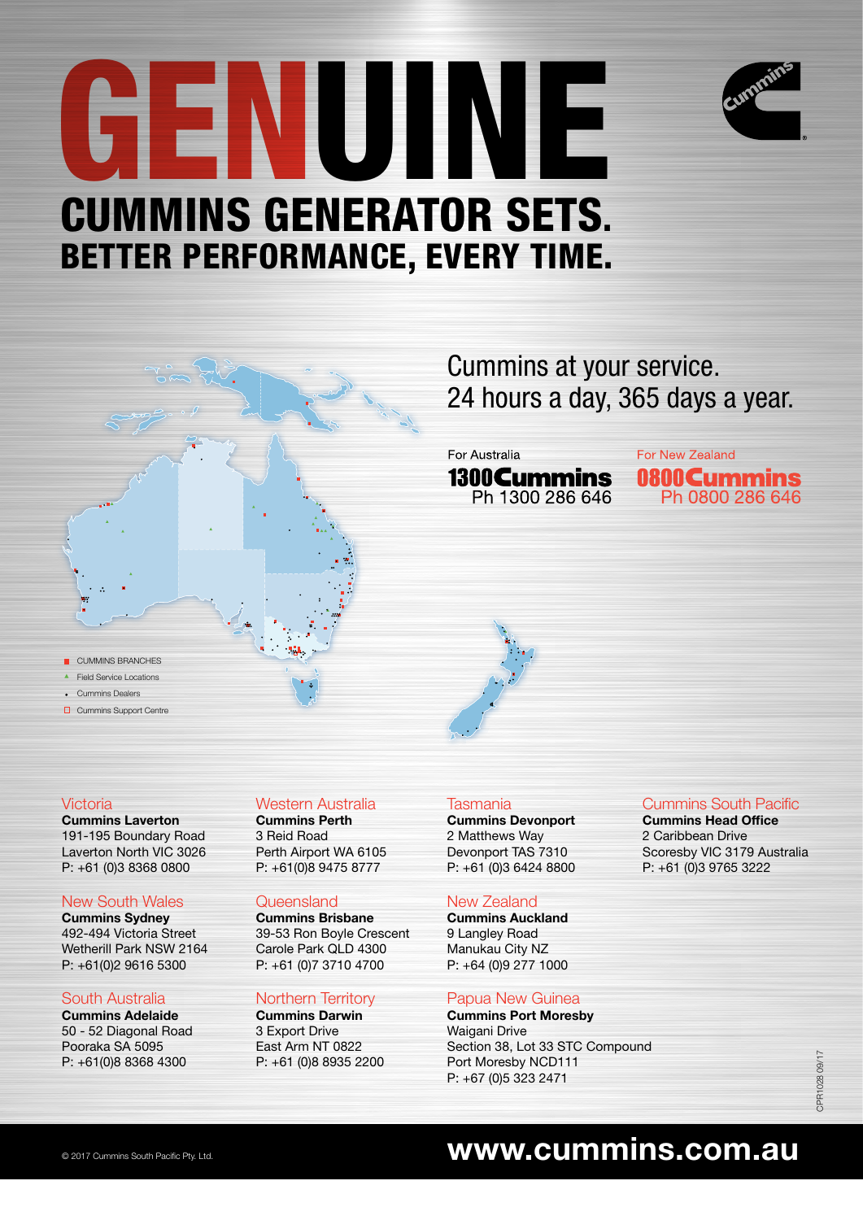# GENUINE

## CUMMINS GENERATOR SETS.
## BETTER PERFORMANCE, EVERY TIME.

Cummins at your service.
24 hours a day, 365 days a year.

For Australia
**1300Cummins**
Ph 1300 286 646

For New Zealand
**0800Cummins**
Ph 0800 286 646

- CUMMINS BRANCHES
- Field Service Locations
- Cummins Dealers
- Cummins Support Centre

### Victoria
**Cummins Laverton**
191-195 Boundary Road
Laverton North VIC 3026
P: +61 (0)3 8368 0800

### New South Wales
**Cummins Sydney**
492-494 Victoria Street
Wetherill Park NSW 2164
P: +61(0)2 9616 5300

### South Australia
**Cummins Adelaide**
50 - 52 Diagonal Road
Pooraka SA 5095
P: +61(0)8 8368 4300

### Western Australia
**Cummins Perth**
3 Reid Road
Perth Airport WA 6105
P: +61(0)8 9475 8777

### Queensland
**Cummins Brisbane**
39-53 Ron Boyle Crescent
Carole Park QLD 4300
P: +61 (0)7 3710 4700

### Northern Territory
**Cummins Darwin**
3 Export Drive
East Arm NT 0822
P: +61 (0)8 8935 2200

### Tasmania
**Cummins Devonport**
2 Matthews Way
Devonport TAS 7310
P: +61 (0)3 6424 8800

### New Zealand
**Cummins Auckland**
9 Langley Road
Manukau City NZ
P: +64 (0)9 277 1000

### Papua New Guinea
**Cummins Port Moresby**
Waigani Drive
Section 38, Lot 33 STC Compound
Port Moresby NCD111
P: +67 (0)5 323 2471

### Cummins South Pacific
**Cummins Head Office**
2 Caribbean Drive
Scoresby VIC 3179 Australia
P: +61 (0)3 9765 3222

CPR1028 09/17

© 2017 Cummins South Pacific Pty. Ltd.

**www.cummins.com.au**